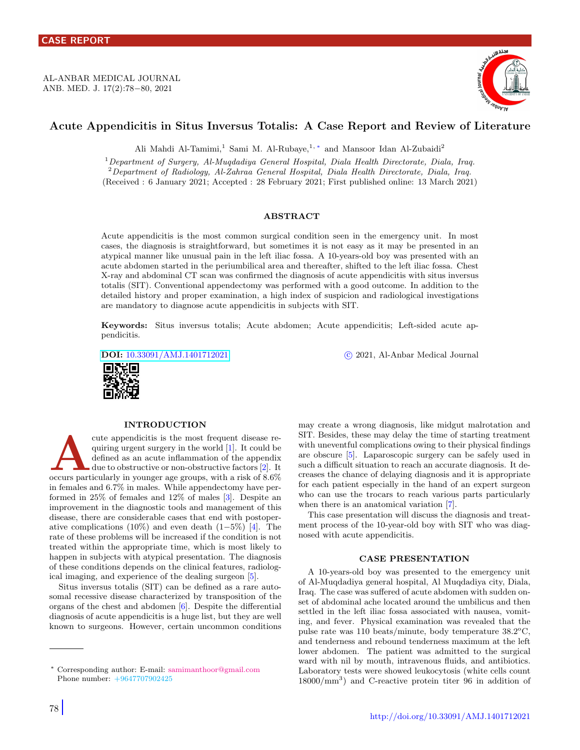CASE REPORT

AL-ANBAR MEDICAL JOURNAL
ANB. MED. J. 17(2):78−80, 2021

# Acute Appendicitis in Situs Inversus Totalis: A Case Report and Review of Literature

Ali Mahdi Al-Tamimi,[1] Sami M. Al-Rubaye,[1,*] and Mansoor Idan Al-Zubaidi[2]

[1] *Department of Surgery, Al-Muqdadiya General Hospital, Diala Health Directorate, Diala, Iraq.*
[2] *Department of Radiology, Al-Zahraa General Hospital, Diala Health Directorate, Diala, Iraq.*
(Received : 6 January 2021; Accepted : 28 February 2021; First published online: 13 March 2021)

## ABSTRACT

Acute appendicitis is the most common surgical condition seen in the emergency unit. In most cases, the diagnosis is straightforward, but sometimes it is not easy as it may be presented in an atypical manner like unusual pain in the left iliac fossa. A 10-years-old boy was presented with an acute abdomen started in the periumbilical area and thereafter, shifted to the left iliac fossa. Chest X-ray and abdominal CT scan was confirmed the diagnosis of acute appendicitis with situs inversus totalis (SIT). Conventional appendectomy was performed with a good outcome. In addition to the detailed history and proper examination, a high index of suspicion and radiological investigations are mandatory to diagnose acute appendicitis in subjects with SIT.

**Keywords:** Situs inversus totalis; Acute abdomen; Acute appendicitis; Left-sided acute appendicitis.

**DOI:** 10.33091/AMJ.1401712021 © 2021, Al-Anbar Medical Journal

## INTRODUCTION

Acute appendicitis is the most frequent disease requiring urgent surgery in the world [1]. It could be defined as an acute inflammation of the appendix due to obstructive or non-obstructive factors [2]. It occurs particularly in younger age groups, with a risk of 8.6% in females and 6.7% in males. While appendectomy have performed in 25% of females and 12% of males [3]. Despite an improvement in the diagnostic tools and management of this disease, there are considerable cases that end with postoperative complications (10%) and even death (1−5%) [4]. The rate of these problems will be increased if the condition is not treated within the appropriate time, which is most likely to happen in subjects with atypical presentation. The diagnosis of these conditions depends on the clinical features, radiological imaging, and experience of the dealing surgeon [5].

Situs inversus totalis (SIT) can be defined as a rare autosomal recessive disease characterized by transposition of the organs of the chest and abdomen [6]. Despite the differential diagnosis of acute appendicitis is a huge list, but they are well known to surgeons. However, certain uncommon conditions may create a wrong diagnosis, like midgut malrotation and SIT. Besides, these may delay the time of starting treatment with uneventful complications owing to their physical findings are obscure [5]. Laparoscopic surgery can be safely used in such a difficult situation to reach an accurate diagnosis. It decreases the chance of delaying diagnosis and it is appropriate for each patient especially in the hand of an expert surgeon who can use the trocars to reach various parts particularly when there is an anatomical variation [7].

This case presentation will discuss the diagnosis and treatment process of the 10-year-old boy with SIT who was diagnosed with acute appendicitis.

## CASE PRESENTATION

A 10-years-old boy was presented to the emergency unit of Al-Muqdadiya general hospital, Al Muqdadiya city, Diala, Iraq. The case was suffered of acute abdomen with sudden onset of abdominal ache located around the umbilicus and then settled in the left iliac fossa associated with nausea, vomiting, and fever. Physical examination was revealed that the pulse rate was 110 beats/minute, body temperature 38.2°C, and tenderness and rebound tenderness maximum at the left lower abdomen. The patient was admitted to the surgical ward with nil by mouth, intravenous fluids, and antibiotics. Laboratory tests were showed leukocytosis (white cells count $18000/mm^3$) and C-reactive protein titer 96 in addition of

* Corresponding author: E-mail: samimanthoor@gmail.com
Phone number: +9647707902425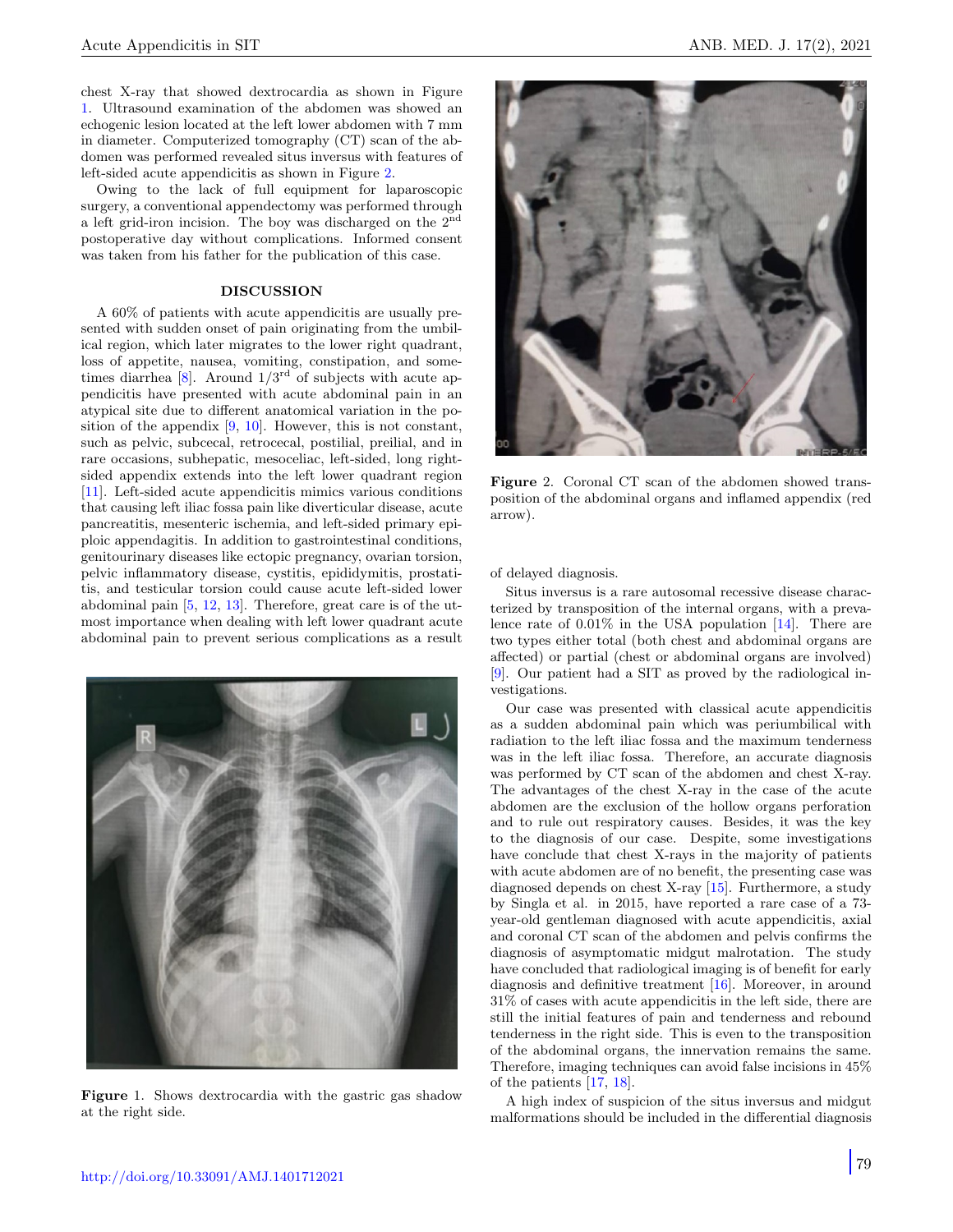chest X-ray that showed dextrocardia as shown in Figure 1. Ultrasound examination of the abdomen was showed an echogenic lesion located at the left lower abdomen with 7 mm in diameter. Computerized tomography (CT) scan of the abdomen was performed revealed situs inversus with features of left-sided acute appendicitis as shown in Figure 2.

Owing to the lack of full equipment for laparoscopic surgery, a conventional appendectomy was performed through a left grid-iron incision. The boy was discharged on the 2nd postoperative day without complications. Informed consent was taken from his father for the publication of this case.

## DISCUSSION

A 60% of patients with acute appendicitis are usually presented with sudden onset of pain originating from the umbilical region, which later migrates to the lower right quadrant, loss of appetite, nausea, vomiting, constipation, and sometimes diarrhea [8]. Around 1/3rd of subjects with acute appendicitis have presented with acute abdominal pain in an atypical site due to different anatomical variation in the position of the appendix [9, 10]. However, this is not constant, such as pelvic, subcecal, retrocecal, postilial, preilial, and in rare occasions, subhepatic, mesoceliac, left-sided, long right-sided appendix extends into the left lower quadrant region [11]. Left-sided acute appendicitis mimics various conditions that causing left iliac fossa pain like diverticular disease, acute pancreatitis, mesenteric ischemia, and left-sided primary epiploic appendagitis. In addition to gastrointestinal conditions, genitourinary diseases like ectopic pregnancy, ovarian torsion, pelvic inflammatory disease, cystitis, epididymitis, prostatitis, and testicular torsion could cause acute left-sided lower abdominal pain [5, 12, 13]. Therefore, great care is of the utmost importance when dealing with left lower quadrant acute abdominal pain to prevent serious complications as a result of delayed diagnosis.

Figure 1. Shows dextrocardia with the gastric gas shadow at the right side.

Figure 2. Coronal CT scan of the abdomen showed transposition of the abdominal organs and inflamed appendix (red arrow).

Situs inversus is a rare autosomal recessive disease characterized by transposition of the internal organs, with a prevalence rate of 0.01% in the USA population [14]. There are two types either total (both chest and abdominal organs are affected) or partial (chest or abdominal organs are involved) [9]. Our patient had a SIT as proved by the radiological investigations.

Our case was presented with classical acute appendicitis as a sudden abdominal pain which was periumbilical with radiation to the left iliac fossa and the maximum tenderness was in the left iliac fossa. Therefore, an accurate diagnosis was performed by CT scan of the abdomen and chest X-ray. The advantages of the chest X-ray in the case of the acute abdomen are the exclusion of the hollow organs perforation and to rule out respiratory causes. Besides, it was the key to the diagnosis of our case. Despite, some investigations have conclude that chest X-rays in the majority of patients with acute abdomen are of no benefit, the presenting case was diagnosed depends on chest X-ray [15]. Furthermore, a study by Singla et al. in 2015, have reported a rare case of a 73-year-old gentleman diagnosed with acute appendicitis, axial and coronal CT scan of the abdomen and pelvis confirms the diagnosis of asymptomatic midgut malrotation. The study have concluded that radiological imaging is of benefit for early diagnosis and definitive treatment [16]. Moreover, in around 31% of cases with acute appendicitis in the left side, there are still the initial features of pain and tenderness and rebound tenderness in the right side. This is even to the transposition of the abdominal organs, the innervation remains the same. Therefore, imaging techniques can avoid false incisions in 45% of the patients [17, 18].

A high index of suspicion of the situs inversus and midgut malformations should be included in the differential diagnosis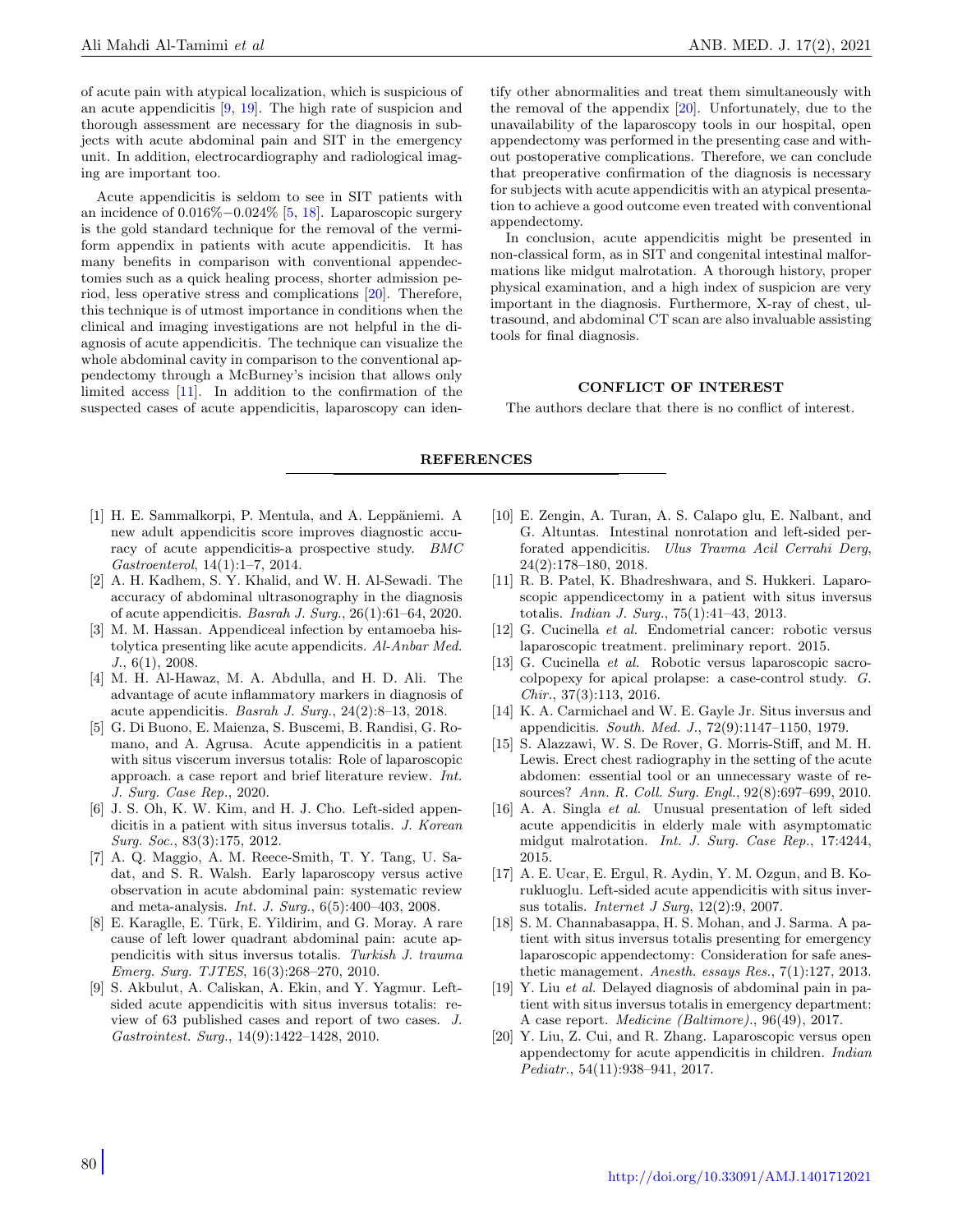of acute pain with atypical localization, which is suspicious of an acute appendicitis [9, 19]. The high rate of suspicion and thorough assessment are necessary for the diagnosis in subjects with acute abdominal pain and SIT in the emergency unit. In addition, electrocardiography and radiological imaging are important too.

Acute appendicitis is seldom to see in SIT patients with an incidence of 0.016%−0.024% [5, 18]. Laparoscopic surgery is the gold standard technique for the removal of the vermiform appendix in patients with acute appendicitis. It has many benefits in comparison with conventional appendectomies such as a quick healing process, shorter admission period, less operative stress and complications [20]. Therefore, this technique is of utmost importance in conditions when the clinical and imaging investigations are not helpful in the diagnosis of acute appendicitis. The technique can visualize the whole abdominal cavity in comparison to the conventional appendectomy through a McBurney's incision that allows only limited access [11]. In addition to the confirmation of the suspected cases of acute appendicitis, laparoscopy can identify other abnormalities and treat them simultaneously with the removal of the appendix [20]. Unfortunately, due to the unavailability of the laparoscopy tools in our hospital, open appendectomy was performed in the presenting case and without postoperative complications. Therefore, we can conclude that preoperative confirmation of the diagnosis is necessary for subjects with acute appendicitis with an atypical presentation to achieve a good outcome even treated with conventional appendectomy.

In conclusion, acute appendicitis might be presented in non-classical form, as in SIT and congenital intestinal malformations like midgut malrotation. A thorough history, proper physical examination, and a high index of suspicion are very important in the diagnosis. Furthermore, X-ray of chest, ultrasound, and abdominal CT scan are also invaluable assisting tools for final diagnosis.

## CONFLICT OF INTEREST

The authors declare that there is no conflict of interest.

## REFERENCES

[1] H. E. Sammalkorpi, P. Mentula, and A. Leppäniemi. A new adult appendicitis score improves diagnostic accuracy of acute appendicitis-a prospective study. *BMC Gastroenterol*, 14(1):1–7, 2014.

[2] A. H. Kadhem, S. Y. Khalid, and W. H. Al-Sewadi. The accuracy of abdominal ultrasonography in the diagnosis of acute appendicitis. *Basrah J. Surg.*, 26(1):61–64, 2020.

[3] M. M. Hassan. Appendiceal infection by entamoeba histolytica presenting like acute appendicits. *Al-Anbar Med. J.*, 6(1), 2008.

[4] M. H. Al-Hawaz, M. A. Abdulla, and H. D. Ali. The advantage of acute inflammatory markers in diagnosis of acute appendicitis. *Basrah J. Surg.*, 24(2):8–13, 2018.

[5] G. Di Buono, E. Maienza, S. Buscemi, B. Randisi, G. Romano, and A. Agrusa. Acute appendicitis in a patient with situs viscerum inversus totalis: Role of laparoscopic approach. a case report and brief literature review. *Int. J. Surg. Case Rep.*, 2020.

[6] J. S. Oh, K. W. Kim, and H. J. Cho. Left-sided appendicitis in a patient with situs inversus totalis. *J. Korean Surg. Soc.*, 83(3):175, 2012.

[7] A. Q. Maggio, A. M. Reece-Smith, T. Y. Tang, U. Sadat, and S. R. Walsh. Early laparoscopy versus active observation in acute abdominal pain: systematic review and meta-analysis. *Int. J. Surg.*, 6(5):400–403, 2008.

[8] E. Karaglle, E. Türk, E. Yildirim, and G. Moray. A rare cause of left lower quadrant abdominal pain: acute appendicitis with situs inversus totalis. *Turkish J. trauma Emerg. Surg. TJTES*, 16(3):268–270, 2010.

[9] S. Akbulut, A. Caliskan, A. Ekin, and Y. Yagmur. Left-sided acute appendicitis with situs inversus totalis: review of 63 published cases and report of two cases. *J. Gastrointest. Surg.*, 14(9):1422–1428, 2010.

[10] E. Zengin, A. Turan, A. S. Calapo glu, E. Nalbant, and G. Altuntas. Intestinal nonrotation and left-sided perforated appendicitis. *Ulus Travma Acil Cerrahi Derg*, 24(2):178–180, 2018.

[11] R. B. Patel, K. Bhadreshwara, and S. Hukkeri. Laparoscopic appendicectomy in a patient with situs inversus totalis. *Indian J. Surg.*, 75(1):41–43, 2013.

[12] G. Cucinella *et al.* Endometrial cancer: robotic versus laparoscopic treatment. preliminary report. 2015.

[13] G. Cucinella *et al.* Robotic versus laparoscopic sacrocolpopexy for apical prolapse: a case-control study. *G. Chir.*, 37(3):113, 2016.

[14] K. A. Carmichael and W. E. Gayle Jr. Situs inversus and appendicitis. *South. Med. J.*, 72(9):1147–1150, 1979.

[15] S. Alazzawi, W. S. De Rover, G. Morris-Stiff, and M. H. Lewis. Erect chest radiography in the setting of the acute abdomen: essential tool or an unnecessary waste of resources? *Ann. R. Coll. Surg. Engl.*, 92(8):697–699, 2010.

[16] A. A. Singla *et al.* Unusual presentation of left sided acute appendicitis in elderly male with asymptomatic midgut malrotation. *Int. J. Surg. Case Rep.*, 17:4244, 2015.

[17] A. E. Ucar, E. Ergul, R. Aydin, Y. M. Ozgun, and B. Korukluoglu. Left-sided acute appendicitis with situs inversus totalis. *Internet J Surg*, 12(2):9, 2007.

[18] S. M. Channabasappa, H. S. Mohan, and J. Sarma. A patient with situs inversus totalis presenting for emergency laparoscopic appendectomy: Consideration for safe anesthetic management. *Anesth. essays Res.*, 7(1):127, 2013.

[19] Y. Liu *et al.* Delayed diagnosis of abdominal pain in patient with situs inversus totalis in emergency department: A case report. *Medicine (Baltimore).*, 96(49), 2017.

[20] Y. Liu, Z. Cui, and R. Zhang. Laparoscopic versus open appendectomy for acute appendicitis in children. *Indian Pediatr.*, 54(11):938–941, 2017.